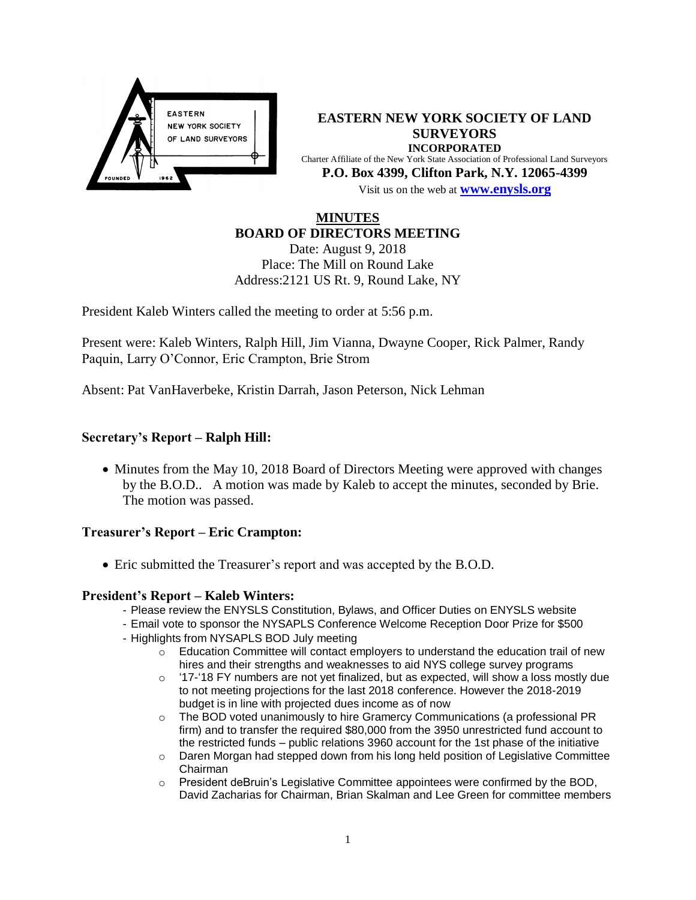**EASTERN NEW YORK SOCIETY OF LAND SURVEYORS**
**INCORPORATED**
Charter Affiliate of the New York State Association of Professional Land Surveyors
**P.O. Box 4399, Clifton Park, N.Y. 12065-4399**
Visit us on the web at **www.enysls.org**

# MINUTES
## BOARD OF DIRECTORS MEETING

Date: August 9, 2018
Place: The Mill on Round Lake
Address:2121 US Rt. 9, Round Lake, NY

President Kaleb Winters called the meeting to order at 5:56 p.m.

Present were: Kaleb Winters, Ralph Hill, Jim Vianna, Dwayne Cooper, Rick Palmer, Randy Paquin, Larry O'Connor, Eric Crampton, Brie Strom

Absent: Pat VanHaverbeke, Kristin Darrah, Jason Peterson, Nick Lehman

### Secretary's Report – Ralph Hill:

- Minutes from the May 10, 2018 Board of Directors Meeting were approved with changes by the B.O.D.. A motion was made by Kaleb to accept the minutes, seconded by Brie. The motion was passed.

### Treasurer's Report – Eric Crampton:

- Eric submitted the Treasurer's report and was accepted by the B.O.D.

### President's Report – Kaleb Winters:

- Please review the ENYSLS Constitution, Bylaws, and Officer Duties on ENYSLS website
- Email vote to sponsor the NYSAPLS Conference Welcome Reception Door Prize for $500
- Highlights from NYSAPLS BOD July meeting
  - Education Committee will contact employers to understand the education trail of new hires and their strengths and weaknesses to aid NYS college survey programs
  - '17-'18 FY numbers are not yet finalized, but as expected, will show a loss mostly due to not meeting projections for the last 2018 conference. However the 2018-2019 budget is in line with projected dues income as of now
  - The BOD voted unanimously to hire Gramercy Communications (a professional PR firm) and to transfer the required $80,000 from the 3950 unrestricted fund account to the restricted funds – public relations 3960 account for the 1st phase of the initiative
  - Daren Morgan had stepped down from his long held position of Legislative Committee Chairman
  - President deBruin's Legislative Committee appointees were confirmed by the BOD, David Zacharias for Chairman, Brian Skalman and Lee Green for committee members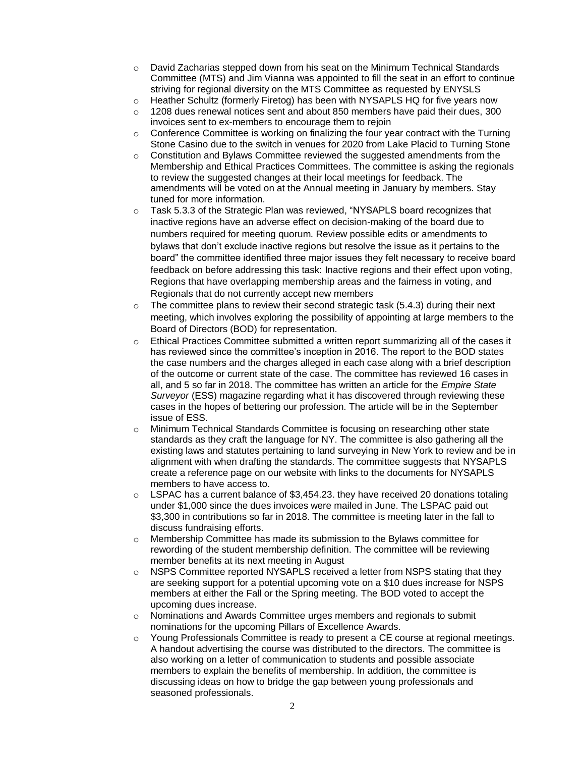- David Zacharias stepped down from his seat on the Minimum Technical Standards Committee (MTS) and Jim Vianna was appointed to fill the seat in an effort to continue striving for regional diversity on the MTS Committee as requested by ENYSLS
- Heather Schultz (formerly Firetog) has been with NYSAPLS HQ for five years now
- 1208 dues renewal notices sent and about 850 members have paid their dues, 300 invoices sent to ex-members to encourage them to rejoin
- Conference Committee is working on finalizing the four year contract with the Turning Stone Casino due to the switch in venues for 2020 from Lake Placid to Turning Stone
- Constitution and Bylaws Committee reviewed the suggested amendments from the Membership and Ethical Practices Committees. The committee is asking the regionals to review the suggested changes at their local meetings for feedback. The amendments will be voted on at the Annual meeting in January by members. Stay tuned for more information.
- Task 5.3.3 of the Strategic Plan was reviewed, "NYSAPLS board recognizes that inactive regions have an adverse effect on decision-making of the board due to numbers required for meeting quorum. Review possible edits or amendments to bylaws that don't exclude inactive regions but resolve the issue as it pertains to the board" the committee identified three major issues they felt necessary to receive board feedback on before addressing this task: Inactive regions and their effect upon voting, Regions that have overlapping membership areas and the fairness in voting, and Regionals that do not currently accept new members
- The committee plans to review their second strategic task (5.4.3) during their next meeting, which involves exploring the possibility of appointing at large members to the Board of Directors (BOD) for representation.
- Ethical Practices Committee submitted a written report summarizing all of the cases it has reviewed since the committee's inception in 2016. The report to the BOD states the case numbers and the charges alleged in each case along with a brief description of the outcome or current state of the case. The committee has reviewed 16 cases in all, and 5 so far in 2018. The committee has written an article for the *Empire State Surveyor* (ESS) magazine regarding what it has discovered through reviewing these cases in the hopes of bettering our profession. The article will be in the September issue of ESS.
- Minimum Technical Standards Committee is focusing on researching other state standards as they craft the language for NY. The committee is also gathering all the existing laws and statutes pertaining to land surveying in New York to review and be in alignment with when drafting the standards. The committee suggests that NYSAPLS create a reference page on our website with links to the documents for NYSAPLS members to have access to.
- LSPAC has a current balance of $3,454.23. they have received 20 donations totaling under $1,000 since the dues invoices were mailed in June. The LSPAC paid out $3,300 in contributions so far in 2018. The committee is meeting later in the fall to discuss fundraising efforts.
- Membership Committee has made its submission to the Bylaws committee for rewording of the student membership definition. The committee will be reviewing member benefits at its next meeting in August
- NSPS Committee reported NYSAPLS received a letter from NSPS stating that they are seeking support for a potential upcoming vote on a $10 dues increase for NSPS members at either the Fall or the Spring meeting. The BOD voted to accept the upcoming dues increase.
- Nominations and Awards Committee urges members and regionals to submit nominations for the upcoming Pillars of Excellence Awards.
- Young Professionals Committee is ready to present a CE course at regional meetings. A handout advertising the course was distributed to the directors. The committee is also working on a letter of communication to students and possible associate members to explain the benefits of membership. In addition, the committee is discussing ideas on how to bridge the gap between young professionals and seasoned professionals.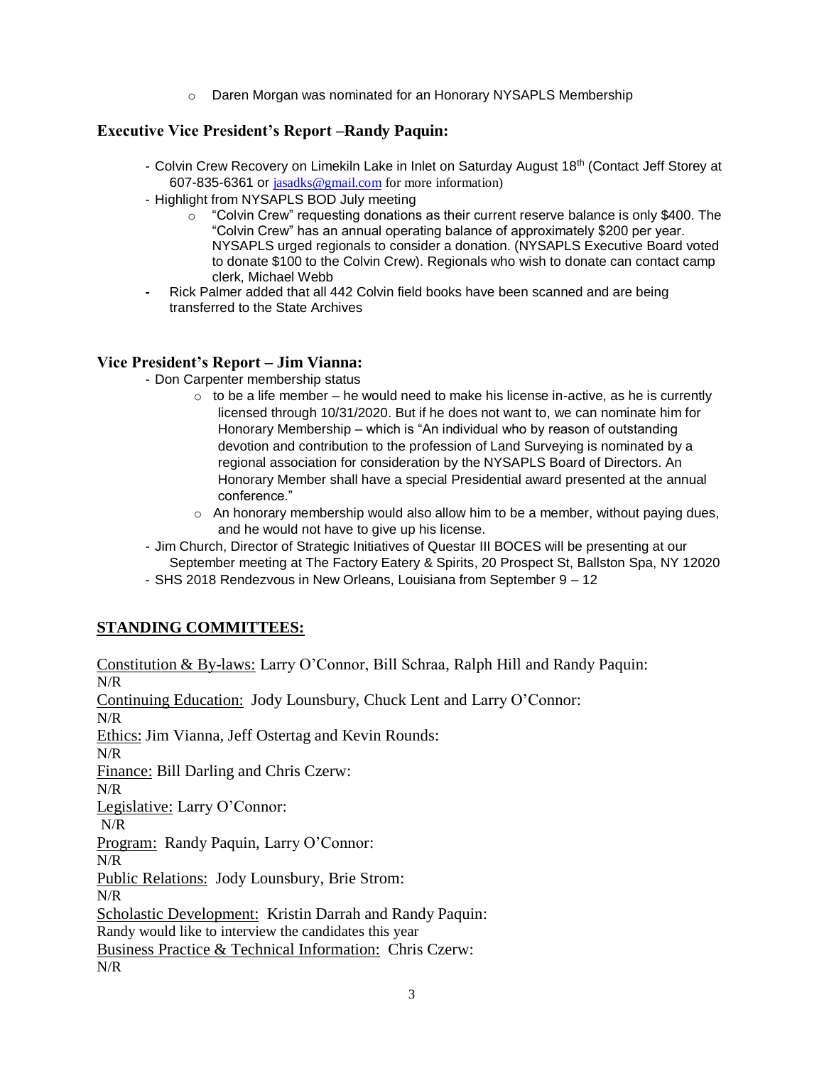- Daren Morgan was nominated for an Honorary NYSAPLS Membership

### Executive Vice President's Report –Randy Paquin:

- Colvin Crew Recovery on Limekiln Lake in Inlet on Saturday August 18th (Contact Jeff Storey at 607-835-6361 or jasadks@gmail.com for more information)
- Highlight from NYSAPLS BOD July meeting
  - "Colvin Crew" requesting donations as their current reserve balance is only $400. The "Colvin Crew" has an annual operating balance of approximately $200 per year. NYSAPLS urged regionals to consider a donation. (NYSAPLS Executive Board voted to donate $100 to the Colvin Crew). Regionals who wish to donate can contact camp clerk, Michael Webb
- Rick Palmer added that all 442 Colvin field books have been scanned and are being transferred to the State Archives

### Vice President's Report – Jim Vianna:

- Don Carpenter membership status
  - to be a life member – he would need to make his license in-active, as he is currently licensed through 10/31/2020. But if he does not want to, we can nominate him for Honorary Membership – which is "An individual who by reason of outstanding devotion and contribution to the profession of Land Surveying is nominated by a regional association for consideration by the NYSAPLS Board of Directors. An Honorary Member shall have a special Presidential award presented at the annual conference."
  - An honorary membership would also allow him to be a member, without paying dues, and he would not have to give up his license.
- Jim Church, Director of Strategic Initiatives of Questar III BOCES will be presenting at our September meeting at The Factory Eatery & Spirits, 20 Prospect St, Ballston Spa, NY 12020
- SHS 2018 Rendezvous in New Orleans, Louisiana from September 9 – 12

## STANDING COMMITTEES:

Constitution & By-laws: Larry O'Connor, Bill Schraa, Ralph Hill and Randy Paquin:
N/R

Continuing Education: Jody Lounsbury, Chuck Lent and Larry O'Connor:
N/R

Ethics: Jim Vianna, Jeff Ostertag and Kevin Rounds:
N/R

Finance: Bill Darling and Chris Czerw:
N/R

Legislative: Larry O'Connor:
N/R

Program: Randy Paquin, Larry O'Connor:
N/R

Public Relations: Jody Lounsbury, Brie Strom:
N/R

Scholastic Development: Kristin Darrah and Randy Paquin:
Randy would like to interview the candidates this year

Business Practice & Technical Information: Chris Czerw:
N/R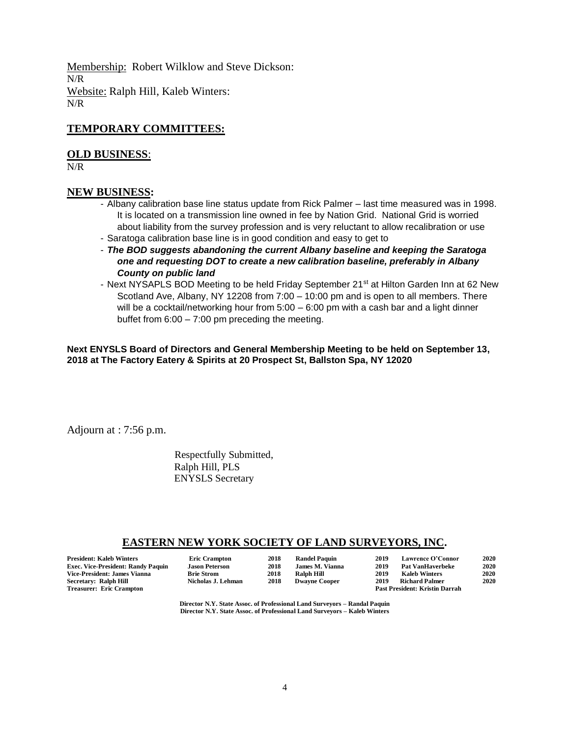Membership: Robert Wilklow and Steve Dickson:
N/R
Website: Ralph Hill, Kaleb Winters:
N/R

## TEMPORARY COMMITTEES:

## OLD BUSINESS:

N/R

## NEW BUSINESS:

- Albany calibration base line status update from Rick Palmer – last time measured was in 1998. It is located on a transmission line owned in fee by Nation Grid. National Grid is worried about liability from the survey profession and is very reluctant to allow recalibration or use
- Saratoga calibration base line is in good condition and easy to get to
- ***The BOD suggests abandoning the current Albany baseline and keeping the Saratoga one and requesting DOT to create a new calibration baseline, preferably in Albany County on public land***
- Next NYSAPLS BOD Meeting to be held Friday September 21st at Hilton Garden Inn at 62 New Scotland Ave, Albany, NY 12208 from 7:00 – 10:00 pm and is open to all members. There will be a cocktail/networking hour from 5:00 – 6:00 pm with a cash bar and a light dinner buffet from 6:00 – 7:00 pm preceding the meeting.

**Next ENYSLS Board of Directors and General Membership Meeting to be held on September 13, 2018 at The Factory Eatery & Spirits at 20 Prospect St, Ballston Spa, NY 12020**

Adjourn at : 7:56 p.m.

Respectfully Submitted,
Ralph Hill, PLS
ENYSLS Secretary

## EASTERN NEW YORK SOCIETY OF LAND SURVEYORS, INC.

| | | | | | | | |
|---|---|---|---|---|---|---|---|
| **President: Kaleb Winters** | **Eric Crampton** | **2018** | **Randel Paquin** | **2019** | **Lawrence O'Connor** | **2020** |
| **Exec. Vice-President: Randy Paquin** | **Jason Peterson** | **2018** | **James M. Vianna** | **2019** | **Pat VanHaverbeke** | **2020** |
| **Vice-President: James Vianna** | **Brie Strom** | **2018** | **Ralph Hill** | **2019** | **Kaleb Winters** | **2020** |
| **Secretary: Ralph Hill** | **Nicholas J. Lehman** | **2018** | **Dwayne Cooper** | **2019** | **Richard Palmer** | **2020** |
| **Treasurer: Eric Crampton** | | | | **Past President: Kristin Darrah** | | |

**Director N.Y. State Assoc. of Professional Land Surveyors – Randal Paquin**
**Director N.Y. State Assoc. of Professional Land Surveyors – Kaleb Winters**